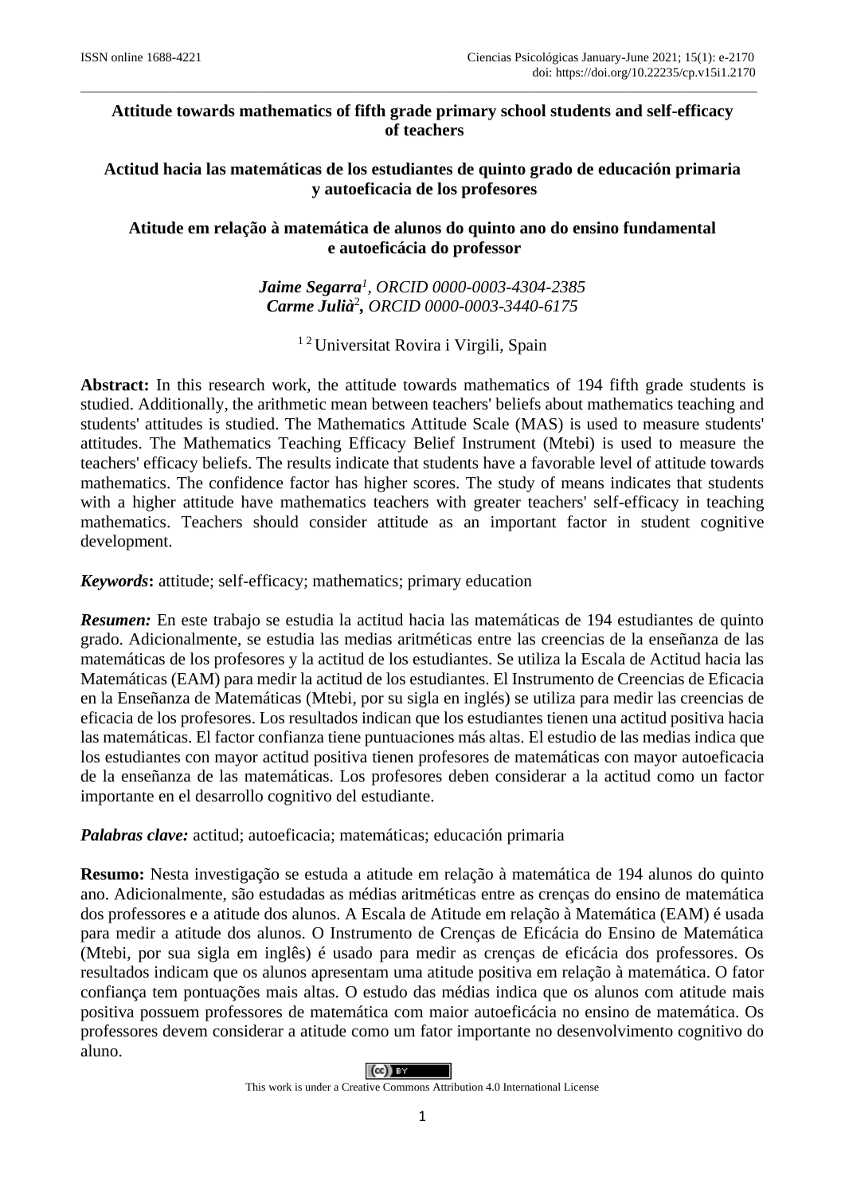# Attitude towards mathematics of fifth grade primary school students and self-efficacy of teachers

## Actitud hacia las matemáticas de los estudiantes de quinto grado de educación primaria y autoeficacia de los profesores

## Atitude em relação à matemática de alunos do quinto ano do ensino fundamental e autoeficácia do professor

***Jaime Segarra*[1], *ORCID 0000-0003-4304-2385***
***Carme Julià*[2], *ORCID 0000-0003-3440-6175***

[1 2] Universitat Rovira i Virgili, Spain

**Abstract:** In this research work, the attitude towards mathematics of 194 fifth grade students is studied. Additionally, the arithmetic mean between teachers' beliefs about mathematics teaching and students' attitudes is studied. The Mathematics Attitude Scale (MAS) is used to measure students' attitudes. The Mathematics Teaching Efficacy Belief Instrument (Mtebi) is used to measure the teachers' efficacy beliefs. The results indicate that students have a favorable level of attitude towards mathematics. The confidence factor has higher scores. The study of means indicates that students with a higher attitude have mathematics teachers with greater teachers' self-efficacy in teaching mathematics. Teachers should consider attitude as an important factor in student cognitive development.

***Keywords*:** attitude; self-efficacy; mathematics; primary education

***Resumen:*** En este trabajo se estudia la actitud hacia las matemáticas de 194 estudiantes de quinto grado. Adicionalmente, se estudia las medias aritméticas entre las creencias de la enseñanza de las matemáticas de los profesores y la actitud de los estudiantes. Se utiliza la Escala de Actitud hacia las Matemáticas (EAM) para medir la actitud de los estudiantes. El Instrumento de Creencias de Eficacia en la Enseñanza de Matemáticas (Mtebi, por su sigla en inglés) se utiliza para medir las creencias de eficacia de los profesores. Los resultados indican que los estudiantes tienen una actitud positiva hacia las matemáticas. El factor confianza tiene puntuaciones más altas. El estudio de las medias indica que los estudiantes con mayor actitud positiva tienen profesores de matemáticas con mayor autoeficacia de la enseñanza de las matemáticas. Los profesores deben considerar a la actitud como un factor importante en el desarrollo cognitivo del estudiante.

***Palabras clave:*** actitud; autoeficacia; matemáticas; educación primaria

**Resumo:** Nesta investigação se estuda a atitude em relação à matemática de 194 alunos do quinto ano. Adicionalmente, são estudadas as médias aritméticas entre as crenças do ensino de matemática dos professores e a atitude dos alunos. A Escala de Atitude em relação à Matemática (EAM) é usada para medir a atitude dos alunos. O Instrumento de Crenças de Eficácia do Ensino de Matemática (Mtebi, por sua sigla em inglês) é usado para medir as crenças de eficácia dos professores. Os resultados indicam que os alunos apresentam uma atitude positiva em relação à matemática. O fator confiança tem pontuações mais altas. O estudo das médias indica que os alunos com atitude mais positiva possuem professores de matemática com maior autoeficácia no ensino de matemática. Os professores devem considerar a atitude como um fator importante no desenvolvimento cognitivo do aluno.

This work is under a Creative Commons Attribution 4.0 International License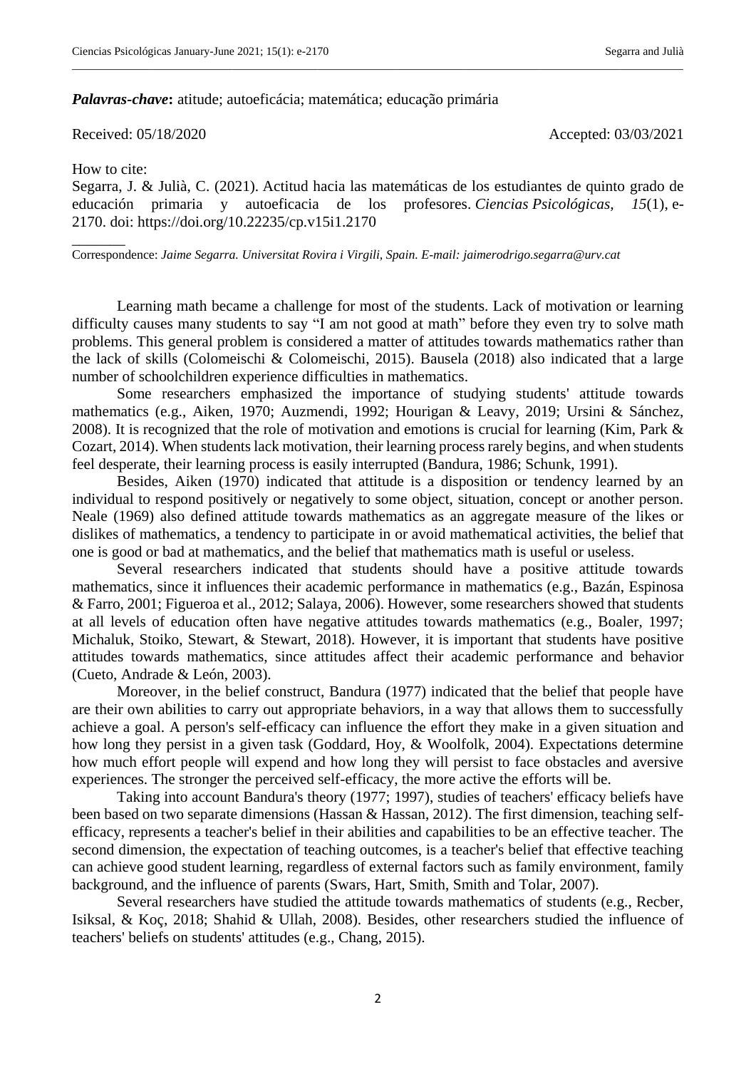***Palavras-chave*:** atitude; autoeficácia; matemática; educação primária

Received: 05/18/2020 Accepted: 03/03/2021

How to cite:

Segarra, J. & Julià, C. (2021). Actitud hacia las matemáticas de los estudiantes de quinto grado de educación primaria y autoeficacia de los profesores. *Ciencias Psicológicas, 15*(1), e-2170. doi: https://doi.org/10.22235/cp.v15i1.2170

Correspondence: *Jaime Segarra. Universitat Rovira i Virgili, Spain. E-mail: jaimerodrigo.segarra@urv.cat*

Learning math became a challenge for most of the students. Lack of motivation or learning difficulty causes many students to say "I am not good at math" before they even try to solve math problems. This general problem is considered a matter of attitudes towards mathematics rather than the lack of skills (Colomeischi & Colomeischi, 2015). Bausela (2018) also indicated that a large number of schoolchildren experience difficulties in mathematics.

Some researchers emphasized the importance of studying students' attitude towards mathematics (e.g., Aiken, 1970; Auzmendi, 1992; Hourigan & Leavy, 2019; Ursini & Sánchez, 2008). It is recognized that the role of motivation and emotions is crucial for learning (Kim, Park & Cozart, 2014). When students lack motivation, their learning process rarely begins, and when students feel desperate, their learning process is easily interrupted (Bandura, 1986; Schunk, 1991).

Besides, Aiken (1970) indicated that attitude is a disposition or tendency learned by an individual to respond positively or negatively to some object, situation, concept or another person. Neale (1969) also defined attitude towards mathematics as an aggregate measure of the likes or dislikes of mathematics, a tendency to participate in or avoid mathematical activities, the belief that one is good or bad at mathematics, and the belief that mathematics math is useful or useless.

Several researchers indicated that students should have a positive attitude towards mathematics, since it influences their academic performance in mathematics (e.g., Bazán, Espinosa & Farro, 2001; Figueroa et al., 2012; Salaya, 2006). However, some researchers showed that students at all levels of education often have negative attitudes towards mathematics (e.g., Boaler, 1997; Michaluk, Stoiko, Stewart, & Stewart, 2018). However, it is important that students have positive attitudes towards mathematics, since attitudes affect their academic performance and behavior (Cueto, Andrade & León, 2003).

Moreover, in the belief construct, Bandura (1977) indicated that the belief that people have are their own abilities to carry out appropriate behaviors, in a way that allows them to successfully achieve a goal. A person's self-efficacy can influence the effort they make in a given situation and how long they persist in a given task (Goddard, Hoy, & Woolfolk, 2004). Expectations determine how much effort people will expend and how long they will persist to face obstacles and aversive experiences. The stronger the perceived self-efficacy, the more active the efforts will be.

Taking into account Bandura's theory (1977; 1997), studies of teachers' efficacy beliefs have been based on two separate dimensions (Hassan & Hassan, 2012). The first dimension, teaching self-efficacy, represents a teacher's belief in their abilities and capabilities to be an effective teacher. The second dimension, the expectation of teaching outcomes, is a teacher's belief that effective teaching can achieve good student learning, regardless of external factors such as family environment, family background, and the influence of parents (Swars, Hart, Smith, Smith and Tolar, 2007).

Several researchers have studied the attitude towards mathematics of students (e.g., Recber, Isiksal, & Koç, 2018; Shahid & Ullah, 2008). Besides, other researchers studied the influence of teachers' beliefs on students' attitudes (e.g., Chang, 2015).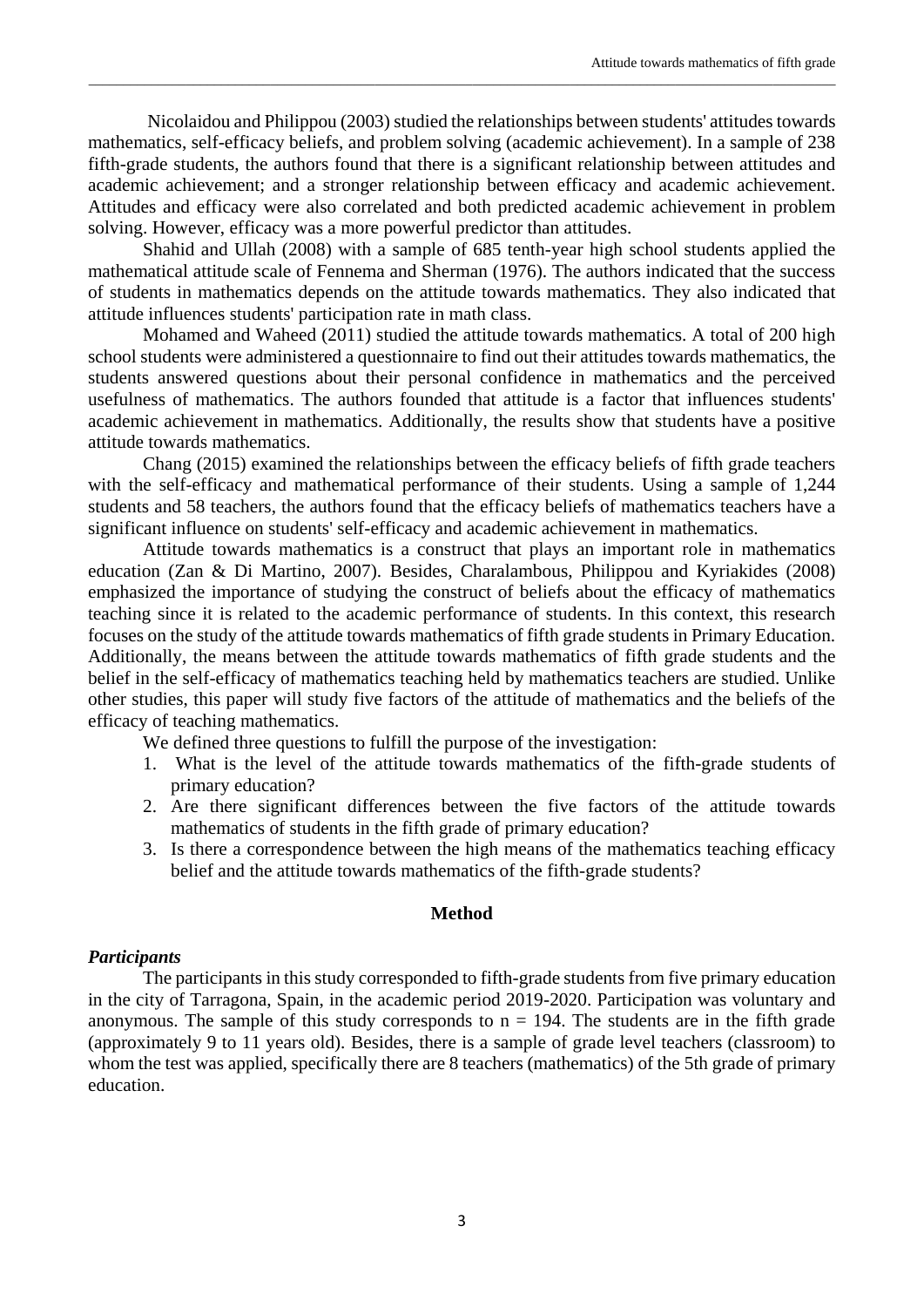Nicolaidou and Philippou (2003) studied the relationships between students' attitudes towards mathematics, self-efficacy beliefs, and problem solving (academic achievement). In a sample of 238 fifth-grade students, the authors found that there is a significant relationship between attitudes and academic achievement; and a stronger relationship between efficacy and academic achievement. Attitudes and efficacy were also correlated and both predicted academic achievement in problem solving. However, efficacy was a more powerful predictor than attitudes.

Shahid and Ullah (2008) with a sample of 685 tenth-year high school students applied the mathematical attitude scale of Fennema and Sherman (1976). The authors indicated that the success of students in mathematics depends on the attitude towards mathematics. They also indicated that attitude influences students' participation rate in math class.

Mohamed and Waheed (2011) studied the attitude towards mathematics. A total of 200 high school students were administered a questionnaire to find out their attitudes towards mathematics, the students answered questions about their personal confidence in mathematics and the perceived usefulness of mathematics. The authors founded that attitude is a factor that influences students' academic achievement in mathematics. Additionally, the results show that students have a positive attitude towards mathematics.

Chang (2015) examined the relationships between the efficacy beliefs of fifth grade teachers with the self-efficacy and mathematical performance of their students. Using a sample of 1,244 students and 58 teachers, the authors found that the efficacy beliefs of mathematics teachers have a significant influence on students' self-efficacy and academic achievement in mathematics.

Attitude towards mathematics is a construct that plays an important role in mathematics education (Zan & Di Martino, 2007). Besides, Charalambous, Philippou and Kyriakides (2008) emphasized the importance of studying the construct of beliefs about the efficacy of mathematics teaching since it is related to the academic performance of students. In this context, this research focuses on the study of the attitude towards mathematics of fifth grade students in Primary Education. Additionally, the means between the attitude towards mathematics of fifth grade students and the belief in the self-efficacy of mathematics teaching held by mathematics teachers are studied. Unlike other studies, this paper will study five factors of the attitude of mathematics and the beliefs of the efficacy of teaching mathematics.

We defined three questions to fulfill the purpose of the investigation:

1. What is the level of the attitude towards mathematics of the fifth-grade students of primary education?
2. Are there significant differences between the five factors of the attitude towards mathematics of students in the fifth grade of primary education?
3. Is there a correspondence between the high means of the mathematics teaching efficacy belief and the attitude towards mathematics of the fifth-grade students?

## Method

### *Participants*

The participants in this study corresponded to fifth-grade students from five primary education in the city of Tarragona, Spain, in the academic period 2019-2020. Participation was voluntary and anonymous. The sample of this study corresponds to n = 194. The students are in the fifth grade (approximately 9 to 11 years old). Besides, there is a sample of grade level teachers (classroom) to whom the test was applied, specifically there are 8 teachers (mathematics) of the 5th grade of primary education.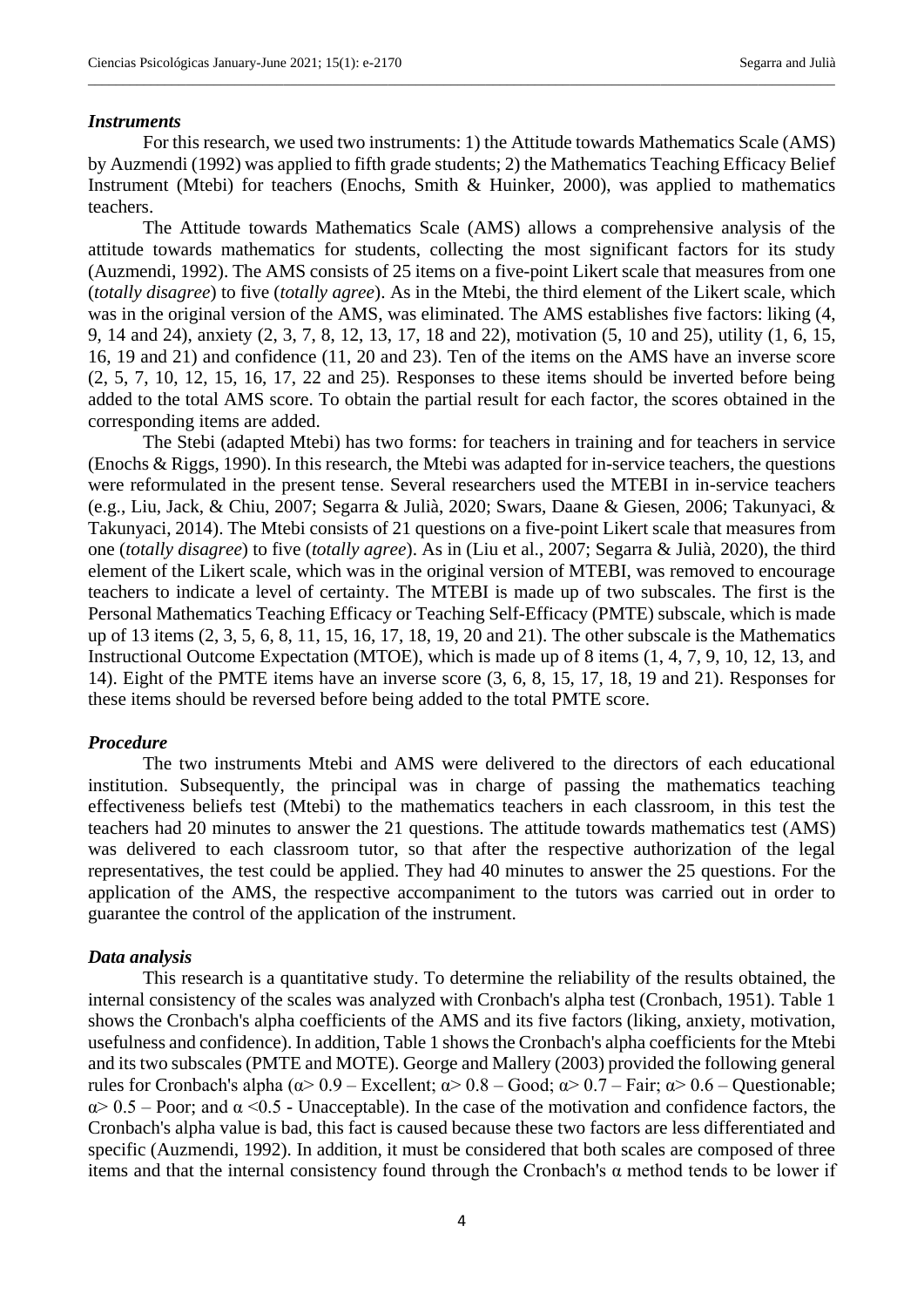### *Instruments*

For this research, we used two instruments: 1) the Attitude towards Mathematics Scale (AMS) by Auzmendi (1992) was applied to fifth grade students; 2) the Mathematics Teaching Efficacy Belief Instrument (Mtebi) for teachers (Enochs, Smith & Huinker, 2000), was applied to mathematics teachers.

The Attitude towards Mathematics Scale (AMS) allows a comprehensive analysis of the attitude towards mathematics for students, collecting the most significant factors for its study (Auzmendi, 1992). The AMS consists of 25 items on a five-point Likert scale that measures from one (*totally disagree*) to five (*totally agree*). As in the Mtebi, the third element of the Likert scale, which was in the original version of the AMS, was eliminated. The AMS establishes five factors: liking (4, 9, 14 and 24), anxiety (2, 3, 7, 8, 12, 13, 17, 18 and 22), motivation (5, 10 and 25), utility (1, 6, 15, 16, 19 and 21) and confidence (11, 20 and 23). Ten of the items on the AMS have an inverse score (2, 5, 7, 10, 12, 15, 16, 17, 22 and 25). Responses to these items should be inverted before being added to the total AMS score. To obtain the partial result for each factor, the scores obtained in the corresponding items are added.

The Stebi (adapted Mtebi) has two forms: for teachers in training and for teachers in service (Enochs & Riggs, 1990). In this research, the Mtebi was adapted for in-service teachers, the questions were reformulated in the present tense. Several researchers used the MTEBI in in-service teachers (e.g., Liu, Jack, & Chiu, 2007; Segarra & Julià, 2020; Swars, Daane & Giesen, 2006; Takunyaci, & Takunyaci, 2014). The Mtebi consists of 21 questions on a five-point Likert scale that measures from one (*totally disagree*) to five (*totally agree*). As in (Liu et al., 2007; Segarra & Julià, 2020), the third element of the Likert scale, which was in the original version of MTEBI, was removed to encourage teachers to indicate a level of certainty. The MTEBI is made up of two subscales. The first is the Personal Mathematics Teaching Efficacy or Teaching Self-Efficacy (PMTE) subscale, which is made up of 13 items (2, 3, 5, 6, 8, 11, 15, 16, 17, 18, 19, 20 and 21). The other subscale is the Mathematics Instructional Outcome Expectation (MTOE), which is made up of 8 items (1, 4, 7, 9, 10, 12, 13, and 14). Eight of the PMTE items have an inverse score (3, 6, 8, 15, 17, 18, 19 and 21). Responses for these items should be reversed before being added to the total PMTE score.

### *Procedure*

The two instruments Mtebi and AMS were delivered to the directors of each educational institution. Subsequently, the principal was in charge of passing the mathematics teaching effectiveness beliefs test (Mtebi) to the mathematics teachers in each classroom, in this test the teachers had 20 minutes to answer the 21 questions. The attitude towards mathematics test (AMS) was delivered to each classroom tutor, so that after the respective authorization of the legal representatives, the test could be applied. They had 40 minutes to answer the 25 questions. For the application of the AMS, the respective accompaniment to the tutors was carried out in order to guarantee the control of the application of the instrument.

### *Data analysis*

This research is a quantitative study. To determine the reliability of the results obtained, the internal consistency of the scales was analyzed with Cronbach's alpha test (Cronbach, 1951). Table 1 shows the Cronbach's alpha coefficients of the AMS and its five factors (liking, anxiety, motivation, usefulness and confidence). In addition, Table 1 shows the Cronbach's alpha coefficients for the Mtebi and its two subscales (PMTE and MOTE). George and Mallery (2003) provided the following general rules for Cronbach's alpha ($\alpha > 0.9$ – Excellent; $\alpha > 0.8$ – Good; $\alpha > 0.7$ – Fair; $\alpha > 0.6$ – Questionable; $\alpha > 0.5$ – Poor; and $\alpha < 0.5$ - Unacceptable). In the case of the motivation and confidence factors, the Cronbach's alpha value is bad, this fact is caused because these two factors are less differentiated and specific (Auzmendi, 1992). In addition, it must be considered that both scales are composed of three items and that the internal consistency found through the Cronbach's α method tends to be lower if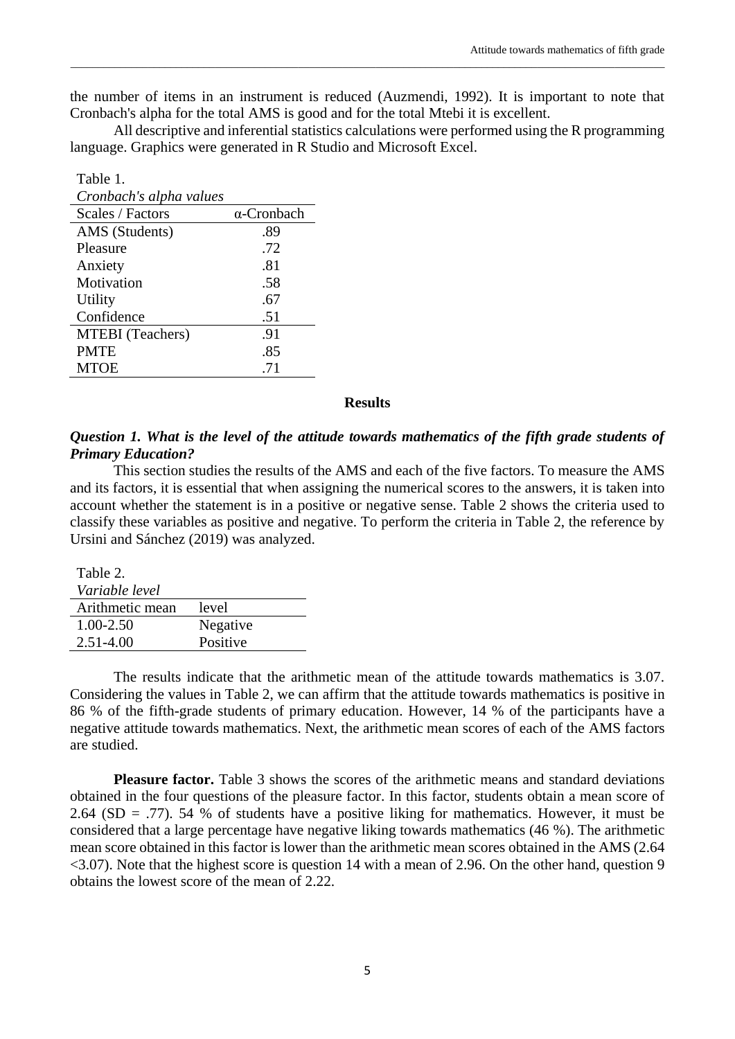the number of items in an instrument is reduced (Auzmendi, 1992). It is important to note that Cronbach's alpha for the total AMS is good and for the total Mtebi it is excellent.

All descriptive and inferential statistics calculations were performed using the R programming language. Graphics were generated in R Studio and Microsoft Excel.

Table 1.
*Cronbach's alpha values*

| Scales / Factors | α-Cronbach |
|---|---|
| AMS (Students) | .89 |
| Pleasure | .72 |
| Anxiety | .81 |
| Motivation | .58 |
| Utility | .67 |
| Confidence | .51 |
| MTEBI (Teachers) | .91 |
| PMTE | .85 |
| MTOE | .71 |

## Results

***Question 1. What is the level of the attitude towards mathematics of the fifth grade students of Primary Education?***

This section studies the results of the AMS and each of the five factors. To measure the AMS and its factors, it is essential that when assigning the numerical scores to the answers, it is taken into account whether the statement is in a positive or negative sense. Table 2 shows the criteria used to classify these variables as positive and negative. To perform the criteria in Table 2, the reference by Ursini and Sánchez (2019) was analyzed.

Table 2.
*Variable level*

| Arithmetic mean | level |
|---|---|
| 1.00-2.50 | Negative |
| 2.51-4.00 | Positive |

The results indicate that the arithmetic mean of the attitude towards mathematics is 3.07. Considering the values in Table 2, we can affirm that the attitude towards mathematics is positive in 86 % of the fifth-grade students of primary education. However, 14 % of the participants have a negative attitude towards mathematics. Next, the arithmetic mean scores of each of the AMS factors are studied.

**Pleasure factor.** Table 3 shows the scores of the arithmetic means and standard deviations obtained in the four questions of the pleasure factor. In this factor, students obtain a mean score of 2.64 (SD = .77). 54 % of students have a positive liking for mathematics. However, it must be considered that a large percentage have negative liking towards mathematics (46 %). The arithmetic mean score obtained in this factor is lower than the arithmetic mean scores obtained in the AMS (2.64 <3.07). Note that the highest score is question 14 with a mean of 2.96. On the other hand, question 9 obtains the lowest score of the mean of 2.22.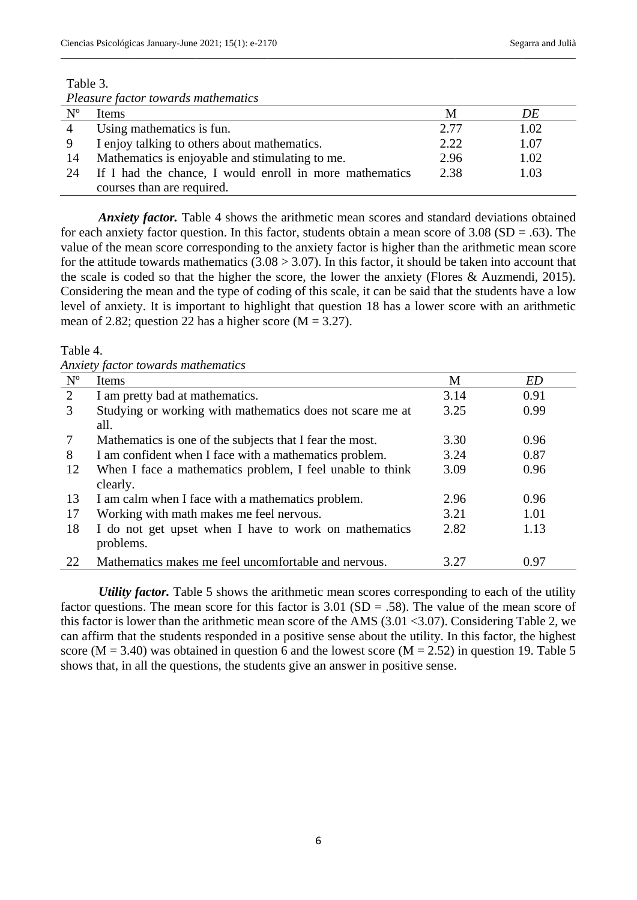Table 3.

*Pleasure factor towards mathematics*

| Nº | Items | M | *DE* |
|---|---|---|---|
| 4 | Using mathematics is fun. | 2.77 | 1.02 |
| 9 | I enjoy talking to others about mathematics. | 2.22 | 1.07 |
| 14 | Mathematics is enjoyable and stimulating to me. | 2.96 | 1.02 |
| 24 | If I had the chance, I would enroll in more mathematics courses than are required. | 2.38 | 1.03 |

***Anxiety factor.*** Table 4 shows the arithmetic mean scores and standard deviations obtained for each anxiety factor question. In this factor, students obtain a mean score of 3.08 (SD = .63). The value of the mean score corresponding to the anxiety factor is higher than the arithmetic mean score for the attitude towards mathematics (3.08 > 3.07). In this factor, it should be taken into account that the scale is coded so that the higher the score, the lower the anxiety (Flores & Auzmendi, 2015). Considering the mean and the type of coding of this scale, it can be said that the students have a low level of anxiety. It is important to highlight that question 18 has a lower score with an arithmetic mean of 2.82; question 22 has a higher score (M = 3.27).

Table 4.

*Anxiety factor towards mathematics*

| Nº | Items | M | *ED* |
|---|---|---|---|
| 2 | I am pretty bad at mathematics. | 3.14 | 0.91 |
| 3 | Studying or working with mathematics does not scare me at all. | 3.25 | 0.99 |
| 7 | Mathematics is one of the subjects that I fear the most. | 3.30 | 0.96 |
| 8 | I am confident when I face with a mathematics problem. | 3.24 | 0.87 |
| 12 | When I face a mathematics problem, I feel unable to think clearly. | 3.09 | 0.96 |
| 13 | I am calm when I face with a mathematics problem. | 2.96 | 0.96 |
| 17 | Working with math makes me feel nervous. | 3.21 | 1.01 |
| 18 | I do not get upset when I have to work on mathematics problems. | 2.82 | 1.13 |
| 22 | Mathematics makes me feel uncomfortable and nervous. | 3.27 | 0.97 |

***Utility factor.*** Table 5 shows the arithmetic mean scores corresponding to each of the utility factor questions. The mean score for this factor is 3.01 (SD = .58). The value of the mean score of this factor is lower than the arithmetic mean score of the AMS (3.01 <3.07). Considering Table 2, we can affirm that the students responded in a positive sense about the utility. In this factor, the highest score (M = 3.40) was obtained in question 6 and the lowest score (M = 2.52) in question 19. Table 5 shows that, in all the questions, the students give an answer in positive sense.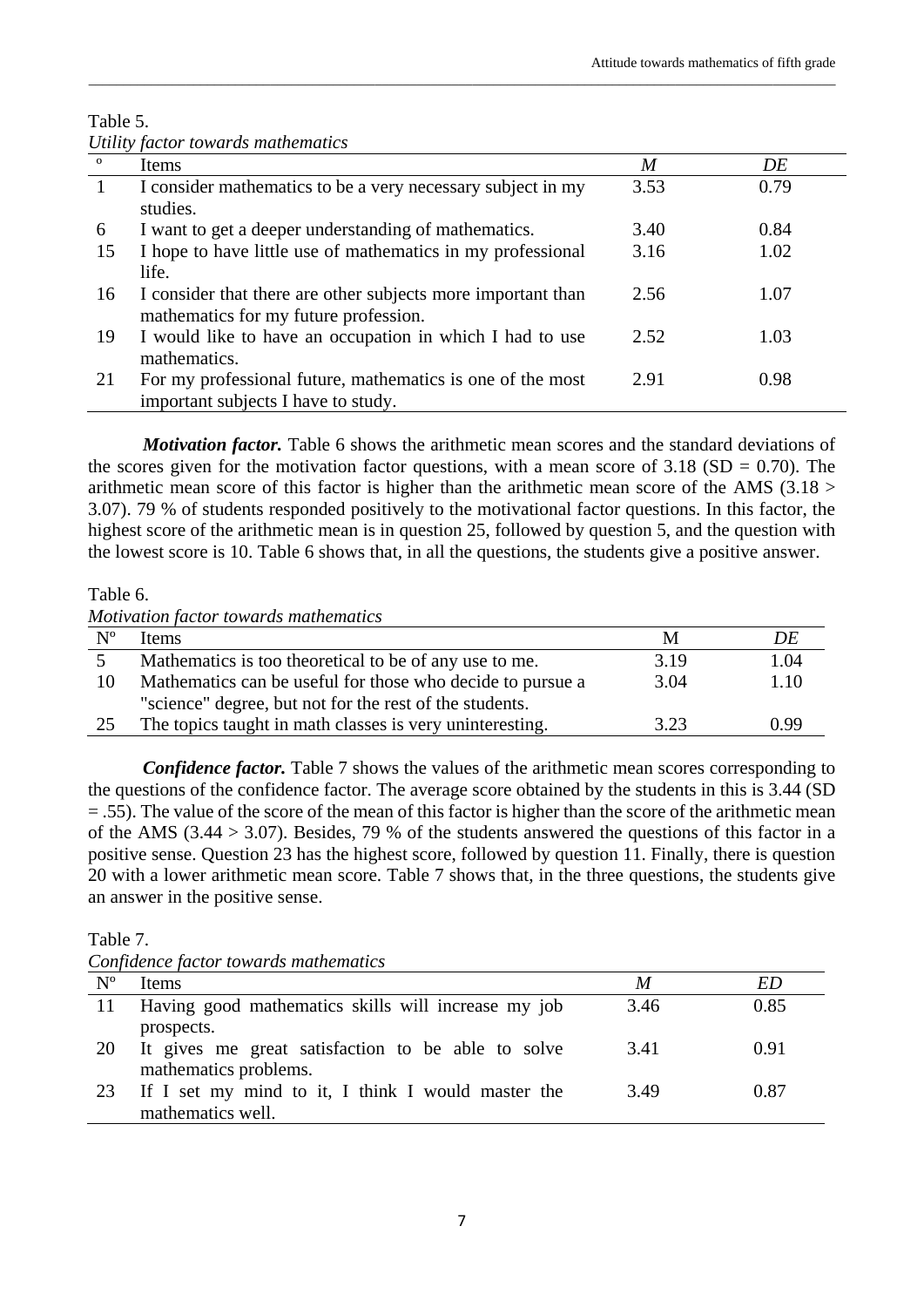Table 5.

*Utility factor towards mathematics*

| ° | Items | *M* | *DE* |
|---|---|---|---|
| 1 | I consider mathematics to be a very necessary subject in my studies. | 3.53 | 0.79 |
| 6 | I want to get a deeper understanding of mathematics. | 3.40 | 0.84 |
| 15 | I hope to have little use of mathematics in my professional life. | 3.16 | 1.02 |
| 16 | I consider that there are other subjects more important than mathematics for my future profession. | 2.56 | 1.07 |
| 19 | I would like to have an occupation in which I had to use mathematics. | 2.52 | 1.03 |
| 21 | For my professional future, mathematics is one of the most important subjects I have to study. | 2.91 | 0.98 |

***Motivation factor.*** Table 6 shows the arithmetic mean scores and the standard deviations of the scores given for the motivation factor questions, with a mean score of 3.18 (SD = 0.70). The arithmetic mean score of this factor is higher than the arithmetic mean score of the AMS (3.18 > 3.07). 79 % of students responded positively to the motivational factor questions. In this factor, the highest score of the arithmetic mean is in question 25, followed by question 5, and the question with the lowest score is 10. Table 6 shows that, in all the questions, the students give a positive answer.

Table 6.

*Motivation factor towards mathematics*

| Nº | Items | M | *DE* |
|---|---|---|---|
| 5 | Mathematics is too theoretical to be of any use to me. | 3.19 | 1.04 |
| 10 | Mathematics can be useful for those who decide to pursue a "science" degree, but not for the rest of the students. | 3.04 | 1.10 |
| 25 | The topics taught in math classes is very uninteresting. | 3.23 | 0.99 |

***Confidence factor.*** Table 7 shows the values of the arithmetic mean scores corresponding to the questions of the confidence factor. The average score obtained by the students in this is 3.44 (SD = .55). The value of the score of the mean of this factor is higher than the score of the arithmetic mean of the AMS (3.44 > 3.07). Besides, 79 % of the students answered the questions of this factor in a positive sense. Question 23 has the highest score, followed by question 11. Finally, there is question 20 with a lower arithmetic mean score. Table 7 shows that, in the three questions, the students give an answer in the positive sense.

Table 7.

*Confidence factor towards mathematics*

| Nº | Items | *M* | *ED* |
|---|---|---|---|
| 11 | Having good mathematics skills will increase my job prospects. | 3.46 | 0.85 |
| 20 | It gives me great satisfaction to be able to solve mathematics problems. | 3.41 | 0.91 |
| 23 | If I set my mind to it, I think I would master the mathematics well. | 3.49 | 0.87 |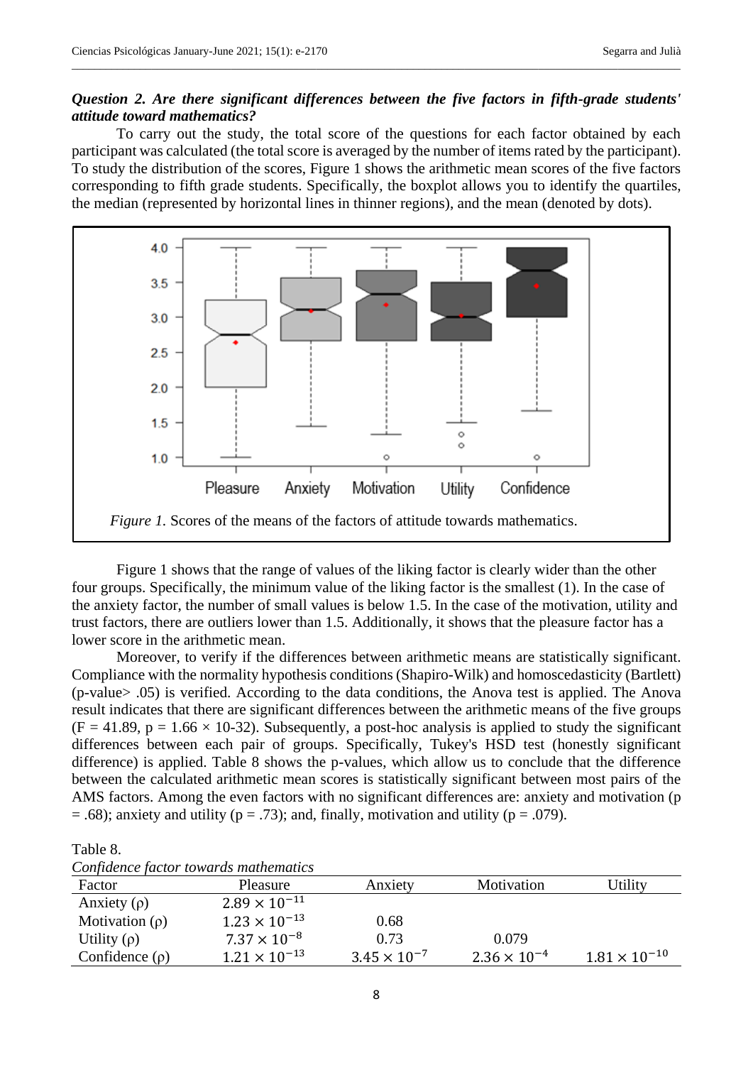***Question 2. Are there significant differences between the five factors in fifth-grade students' attitude toward mathematics?***

To carry out the study, the total score of the questions for each factor obtained by each participant was calculated (the total score is averaged by the number of items rated by the participant). To study the distribution of the scores, Figure 1 shows the arithmetic mean scores of the five factors corresponding to fifth grade students. Specifically, the boxplot allows you to identify the quartiles, the median (represented by horizontal lines in thinner regions), and the mean (denoted by dots).

*Figure 1.* Scores of the means of the factors of attitude towards mathematics.

Figure 1 shows that the range of values of the liking factor is clearly wider than the other four groups. Specifically, the minimum value of the liking factor is the smallest (1). In the case of the anxiety factor, the number of small values is below 1.5. In the case of the motivation, utility and trust factors, there are outliers lower than 1.5. Additionally, it shows that the pleasure factor has a lower score in the arithmetic mean.

Moreover, to verify if the differences between arithmetic means are statistically significant. Compliance with the normality hypothesis conditions (Shapiro-Wilk) and homoscedasticity (Bartlett) (p-value> .05) is verified. According to the data conditions, the Anova test is applied. The Anova result indicates that there are significant differences between the arithmetic means of the five groups ($F = 41.89$, $p = 1.66 \times$ 10-32). Subsequently, a post-hoc analysis is applied to study the significant differences between each pair of groups. Specifically, Tukey's HSD test (honestly significant difference) is applied. Table 8 shows the p-values, which allow us to conclude that the difference between the calculated arithmetic mean scores is statistically significant between most pairs of the AMS factors. Among the even factors with no significant differences are: anxiety and motivation ($p = .68$); anxiety and utility ($p = .73$); and, finally, motivation and utility ($p = .079$).

Table 8.

*Confidence factor towards mathematics*

| Factor | Pleasure | Anxiety | Motivation | Utility |
|---|---|---|---|---|
| Anxiety (ρ) | $2.89 \times 10^{-11}$ | | | |
| Motivation (ρ) | $1.23 \times 10^{-13}$ | 0.68 | | |
| Utility (ρ) | $7.37 \times 10^{-8}$ | 0.73 | 0.079 | |
| Confidence (ρ) | $1.21 \times 10^{-13}$ | $3.45 \times 10^{-7}$ | $2.36 \times 10^{-4}$ | $1.81 \times 10^{-10}$ |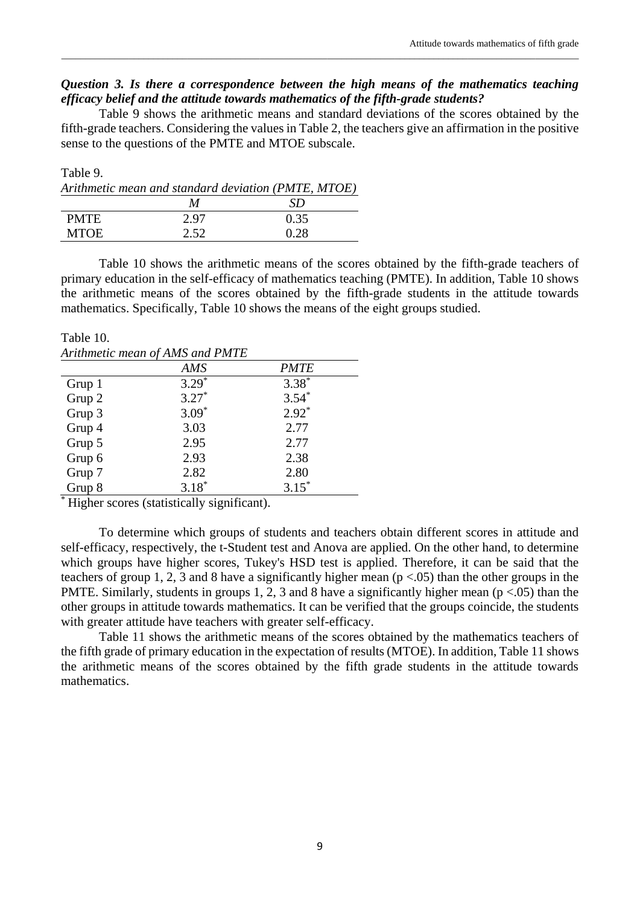***Question 3. Is there a correspondence between the high means of the mathematics teaching efficacy belief and the attitude towards mathematics of the fifth-grade students?***

Table 9 shows the arithmetic means and standard deviations of the scores obtained by the fifth-grade teachers. Considering the values in Table 2, the teachers give an affirmation in the positive sense to the questions of the PMTE and MTOE subscale.

Table 9.
*Arithmetic mean and standard deviation (PMTE, MTOE)*

| | *M* | *SD* |
|---|---|---|
| PMTE | 2.97 | 0.35 |
| MTOE | 2.52 | 0.28 |

Table 10 shows the arithmetic means of the scores obtained by the fifth-grade teachers of primary education in the self-efficacy of mathematics teaching (PMTE). In addition, Table 10 shows the arithmetic means of the scores obtained by the fifth-grade students in the attitude towards mathematics. Specifically, Table 10 shows the means of the eight groups studied.

Table 10.
*Arithmetic mean of AMS and PMTE*

| | *AMS* | *PMTE* |
|---|---|---|
| Grup 1 | 3.29* | 3.38* |
| Grup 2 | 3.27* | 3.54* |
| Grup 3 | 3.09* | 2.92* |
| Grup 4 | 3.03 | 2.77 |
| Grup 5 | 2.95 | 2.77 |
| Grup 6 | 2.93 | 2.38 |
| Grup 7 | 2.82 | 2.80 |
| Grup 8 | 3.18* | 3.15* |

\* Higher scores (statistically significant).

To determine which groups of students and teachers obtain different scores in attitude and self-efficacy, respectively, the t-Student test and Anova are applied. On the other hand, to determine which groups have higher scores, Tukey's HSD test is applied. Therefore, it can be said that the teachers of group 1, 2, 3 and 8 have a significantly higher mean ($p < .05$) than the other groups in the PMTE. Similarly, students in groups 1, 2, 3 and 8 have a significantly higher mean ($p < .05$) than the other groups in attitude towards mathematics. It can be verified that the groups coincide, the students with greater attitude have teachers with greater self-efficacy.

Table 11 shows the arithmetic means of the scores obtained by the mathematics teachers of the fifth grade of primary education in the expectation of results (MTOE). In addition, Table 11 shows the arithmetic means of the scores obtained by the fifth grade students in the attitude towards mathematics.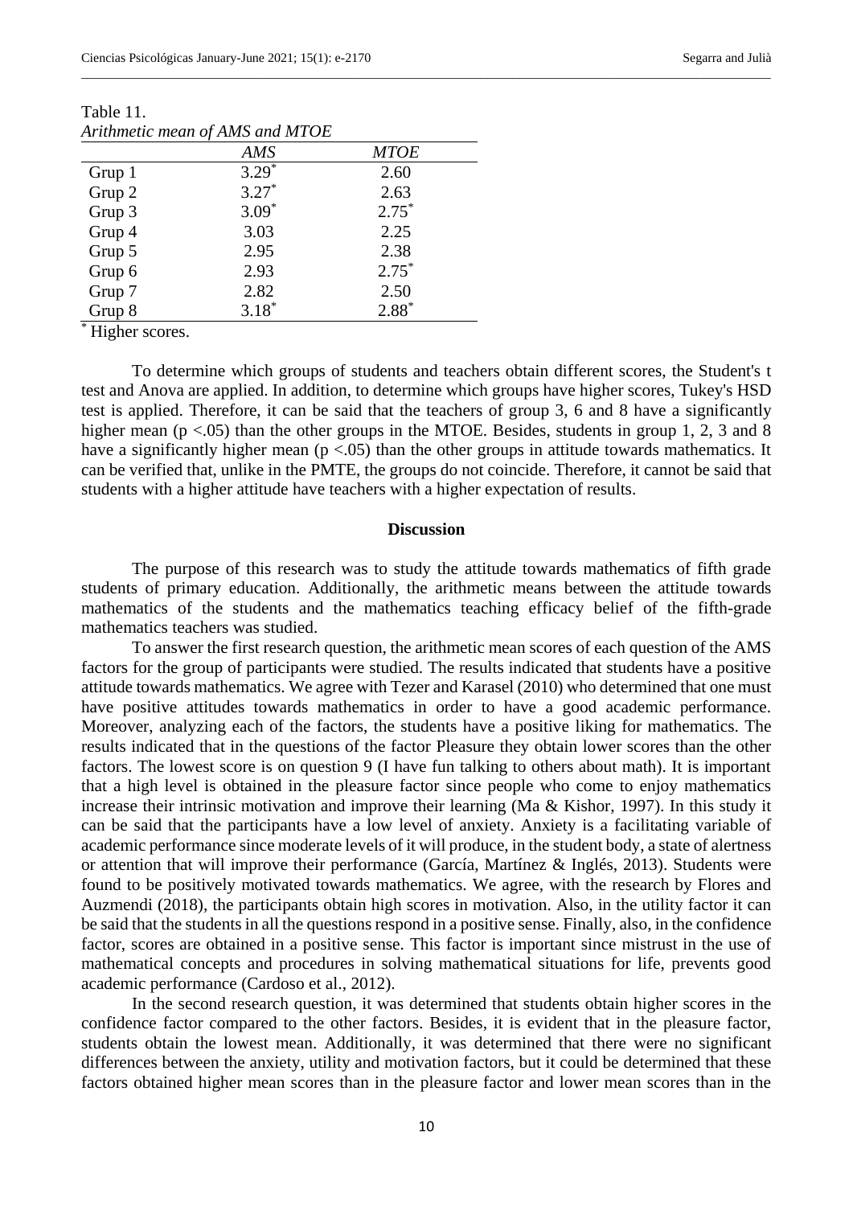Table 11.
*Arithmetic mean of AMS and MTOE*

| | *AMS* | *MTOE* |
|---|---|---|
| Grup 1 | 3.29* | 2.60 |
| Grup 2 | 3.27* | 2.63 |
| Grup 3 | 3.09* | 2.75* |
| Grup 4 | 3.03 | 2.25 |
| Grup 5 | 2.95 | 2.38 |
| Grup 6 | 2.93 | 2.75* |
| Grup 7 | 2.82 | 2.50 |
| Grup 8 | 3.18* | 2.88* |

* Higher scores.

To determine which groups of students and teachers obtain different scores, the Student's t test and Anova are applied. In addition, to determine which groups have higher scores, Tukey's HSD test is applied. Therefore, it can be said that the teachers of group 3, 6 and 8 have a significantly higher mean ($p < .05$) than the other groups in the MTOE. Besides, students in group 1, 2, 3 and 8 have a significantly higher mean ($p < .05$) than the other groups in attitude towards mathematics. It can be verified that, unlike in the PMTE, the groups do not coincide. Therefore, it cannot be said that students with a higher attitude have teachers with a higher expectation of results.

## Discussion

The purpose of this research was to study the attitude towards mathematics of fifth grade students of primary education. Additionally, the arithmetic means between the attitude towards mathematics of the students and the mathematics teaching efficacy belief of the fifth-grade mathematics teachers was studied.

To answer the first research question, the arithmetic mean scores of each question of the AMS factors for the group of participants were studied. The results indicated that students have a positive attitude towards mathematics. We agree with Tezer and Karasel (2010) who determined that one must have positive attitudes towards mathematics in order to have a good academic performance. Moreover, analyzing each of the factors, the students have a positive liking for mathematics. The results indicated that in the questions of the factor Pleasure they obtain lower scores than the other factors. The lowest score is on question 9 (I have fun talking to others about math). It is important that a high level is obtained in the pleasure factor since people who come to enjoy mathematics increase their intrinsic motivation and improve their learning (Ma & Kishor, 1997). In this study it can be said that the participants have a low level of anxiety. Anxiety is a facilitating variable of academic performance since moderate levels of it will produce, in the student body, a state of alertness or attention that will improve their performance (García, Martínez & Inglés, 2013). Students were found to be positively motivated towards mathematics. We agree, with the research by Flores and Auzmendi (2018), the participants obtain high scores in motivation. Also, in the utility factor it can be said that the students in all the questions respond in a positive sense. Finally, also, in the confidence factor, scores are obtained in a positive sense. This factor is important since mistrust in the use of mathematical concepts and procedures in solving mathematical situations for life, prevents good academic performance (Cardoso et al., 2012).

In the second research question, it was determined that students obtain higher scores in the confidence factor compared to the other factors. Besides, it is evident that in the pleasure factor, students obtain the lowest mean. Additionally, it was determined that there were no significant differences between the anxiety, utility and motivation factors, but it could be determined that these factors obtained higher mean scores than in the pleasure factor and lower mean scores than in the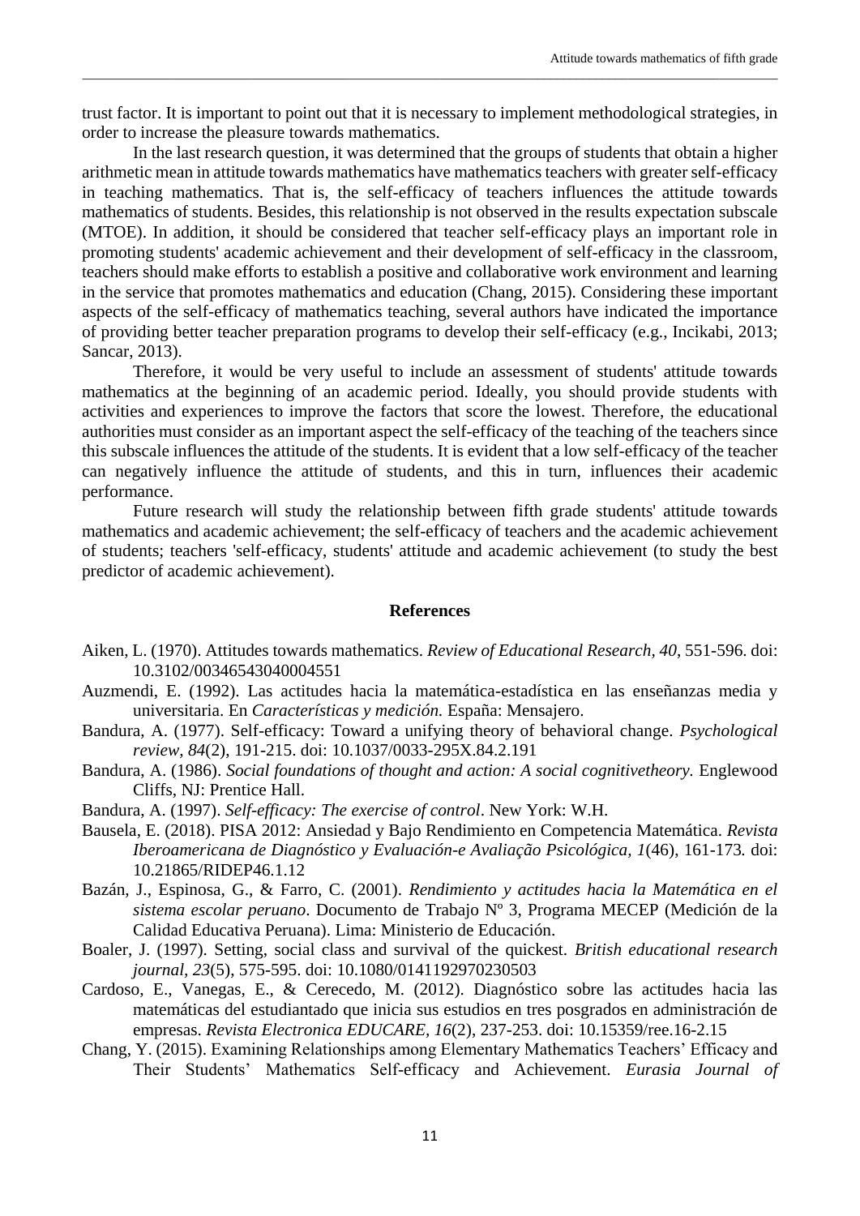trust factor. It is important to point out that it is necessary to implement methodological strategies, in order to increase the pleasure towards mathematics.

In the last research question, it was determined that the groups of students that obtain a higher arithmetic mean in attitude towards mathematics have mathematics teachers with greater self-efficacy in teaching mathematics. That is, the self-efficacy of teachers influences the attitude towards mathematics of students. Besides, this relationship is not observed in the results expectation subscale (MTOE). In addition, it should be considered that teacher self-efficacy plays an important role in promoting students' academic achievement and their development of self-efficacy in the classroom, teachers should make efforts to establish a positive and collaborative work environment and learning in the service that promotes mathematics and education (Chang, 2015). Considering these important aspects of the self-efficacy of mathematics teaching, several authors have indicated the importance of providing better teacher preparation programs to develop their self-efficacy (e.g., Incikabi, 2013; Sancar, 2013).

Therefore, it would be very useful to include an assessment of students' attitude towards mathematics at the beginning of an academic period. Ideally, you should provide students with activities and experiences to improve the factors that score the lowest. Therefore, the educational authorities must consider as an important aspect the self-efficacy of the teaching of the teachers since this subscale influences the attitude of the students. It is evident that a low self-efficacy of the teacher can negatively influence the attitude of students, and this in turn, influences their academic performance.

Future research will study the relationship between fifth grade students' attitude towards mathematics and academic achievement; the self-efficacy of teachers and the academic achievement of students; teachers 'self-efficacy, students' attitude and academic achievement (to study the best predictor of academic achievement).

## References

Aiken, L. (1970). Attitudes towards mathematics. *Review of Educational Research, 40*, 551-596. doi: 10.3102/00346543040004551

Auzmendi, E. (1992). Las actitudes hacia la matemática-estadística en las enseñanzas media y universitaria. En *Características y medición.* España: Mensajero.

Bandura, A. (1977). Self-efficacy: Toward a unifying theory of behavioral change. *Psychological review, 84*(2), 191-215. doi: 10.1037/0033-295X.84.2.191

Bandura, A. (1986). *Social foundations of thought and action: A social cognitivetheory.* Englewood Cliffs, NJ: Prentice Hall.

Bandura, A. (1997). *Self-efficacy: The exercise of control*. New York: W.H.

Bausela, E. (2018). PISA 2012: Ansiedad y Bajo Rendimiento en Competencia Matemática. *Revista Iberoamericana de Diagnóstico y Evaluación-e Avaliação Psicológica, 1*(46), 161-173*.* doi: 10.21865/RIDEP46.1.12

Bazán, J., Espinosa, G., & Farro, C. (2001). *Rendimiento y actitudes hacia la Matemática en el sistema escolar peruano*. Documento de Trabajo Nº 3, Programa MECEP (Medición de la Calidad Educativa Peruana). Lima: Ministerio de Educación.

Boaler, J. (1997). Setting, social class and survival of the quickest. *British educational research journal, 23*(5), 575-595. doi: 10.1080/0141192970230503

Cardoso, E., Vanegas, E., & Cerecedo, M. (2012). Diagnóstico sobre las actitudes hacia las matemáticas del estudiantado que inicia sus estudios en tres posgrados en administración de empresas. *Revista Electronica EDUCARE, 16*(2), 237-253. doi: 10.15359/ree.16-2.15

Chang, Y. (2015). Examining Relationships among Elementary Mathematics Teachers' Efficacy and Their Students' Mathematics Self-efficacy and Achievement. *Eurasia Journal of*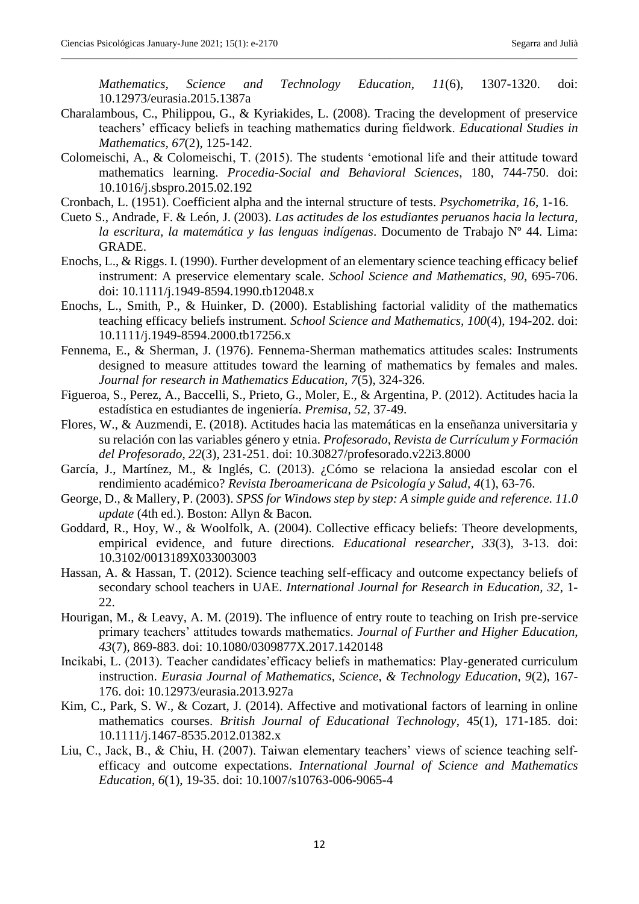*Mathematics, Science and Technology Education, 11*(6), 1307-1320. doi: 10.12973/eurasia.2015.1387a

Charalambous, C., Philippou, G., & Kyriakides, L. (2008). Tracing the development of preservice teachers' efficacy beliefs in teaching mathematics during fieldwork. *Educational Studies in Mathematics, 67*(2), 125-142.

Colomeischi, A., & Colomeischi, T. (2015). The students 'emotional life and their attitude toward mathematics learning. *Procedia-Social and Behavioral Sciences*, 180, 744-750. doi: 10.1016/j.sbspro.2015.02.192

Cronbach, L. (1951). Coefficient alpha and the internal structure of tests. *Psychometrika*, *16*, 1-16.

Cueto S., Andrade, F. & León, J. (2003). *Las actitudes de los estudiantes peruanos hacia la lectura, la escritura, la matemática y las lenguas indígenas*. Documento de Trabajo Nº 44. Lima: GRADE.

Enochs, L., & Riggs. I. (1990). Further development of an elementary science teaching efficacy belief instrument: A preservice elementary scale. *School Science and Mathematics*, *90*, 695-706. doi: 10.1111/j.1949-8594.1990.tb12048.x

Enochs, L., Smith, P., & Huinker, D. (2000). Establishing factorial validity of the mathematics teaching efficacy beliefs instrument. *School Science and Mathematics, 100*(4), 194-202. doi: 10.1111/j.1949-8594.2000.tb17256.x

Fennema, E., & Sherman, J. (1976). Fennema-Sherman mathematics attitudes scales: Instruments designed to measure attitudes toward the learning of mathematics by females and males. *Journal for research in Mathematics Education, 7*(5), 324-326.

Figueroa, S., Perez, A., Baccelli, S., Prieto, G., Moler, E., & Argentina, P. (2012). Actitudes hacia la estadística en estudiantes de ingeniería. *Premisa, 52*, 37-49.

Flores, W., & Auzmendi, E. (2018). Actitudes hacia las matemáticas en la enseñanza universitaria y su relación con las variables género y etnia. *Profesorado, Revista de Currículum y Formación del Profesorado*, *22*(3), 231-251. doi: 10.30827/profesorado.v22i3.8000

García, J., Martínez, M., & Inglés, C. (2013). ¿Cómo se relaciona la ansiedad escolar con el rendimiento académico? *Revista Iberoamericana de Psicología y Salud, 4*(1), 63-76.

George, D., & Mallery, P. (2003). *SPSS for Windows step by step: A simple guide and reference. 11.0 update* (4th ed.). Boston: Allyn & Bacon.

Goddard, R., Hoy, W., & Woolfolk, A. (2004). Collective efficacy beliefs: Theore developments, empirical evidence, and future directions. *Educational researcher*, *33*(3), 3-13. doi: 10.3102/0013189X033003003

Hassan, A. & Hassan, T. (2012). Science teaching self-efficacy and outcome expectancy beliefs of secondary school teachers in UAE. *International Journal for Research in Education, 32*, 1-22.

Hourigan, M., & Leavy, A. M. (2019). The influence of entry route to teaching on Irish pre-service primary teachers' attitudes towards mathematics. *Journal of Further and Higher Education, 43*(7), 869-883. doi: 10.1080/0309877X.2017.1420148

Incikabi, L. (2013). Teacher candidates'efficacy beliefs in mathematics: Play-generated curriculum instruction. *Eurasia Journal of Mathematics, Science, & Technology Education, 9*(2), 167-176. doi: 10.12973/eurasia.2013.927a

Kim, C., Park, S. W., & Cozart, J. (2014). Affective and motivational factors of learning in online mathematics courses. *British Journal of Educational Technology*, 45(1), 171-185. doi: 10.1111/j.1467-8535.2012.01382.x

Liu, C., Jack, B., & Chiu, H. (2007). Taiwan elementary teachers' views of science teaching self-efficacy and outcome expectations. *International Journal of Science and Mathematics Education*, *6*(1), 19-35. doi: 10.1007/s10763-006-9065-4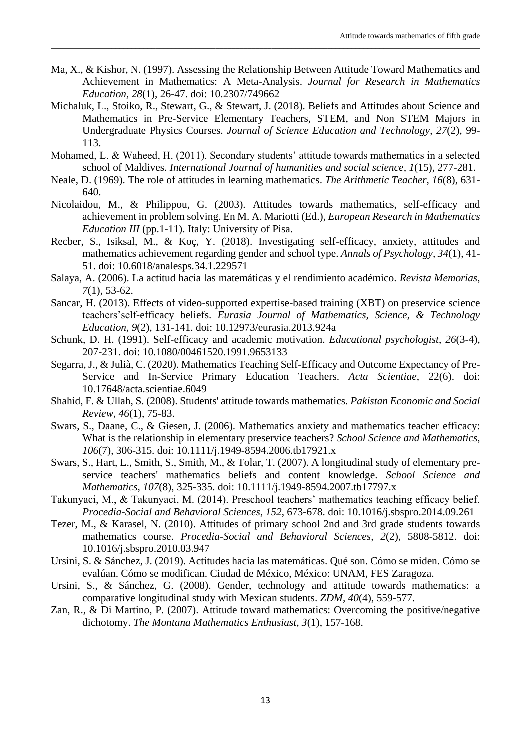Ma, X., & Kishor, N. (1997). Assessing the Relationship Between Attitude Toward Mathematics and Achievement in Mathematics: A Meta-Analysis. *Journal for Research in Mathematics Education*, *28*(1), 26-47. doi: 10.2307/749662

Michaluk, L., Stoiko, R., Stewart, G., & Stewart, J. (2018). Beliefs and Attitudes about Science and Mathematics in Pre-Service Elementary Teachers, STEM, and Non STEM Majors in Undergraduate Physics Courses. *Journal of Science Education and Technology*, *27*(2), 99-113.

Mohamed, L. & Waheed, H. (2011). Secondary students' attitude towards mathematics in a selected school of Maldives. *International Journal of humanities and social science, 1*(15), 277-281.

Neale, D. (1969). The role of attitudes in learning mathematics. *The Arithmetic Teacher, 16*(8), 631-640.

Nicolaidou, M., & Philippou, G. (2003). Attitudes towards mathematics, self-efficacy and achievement in problem solving. En M. A. Mariotti (Ed.), *European Research in Mathematics Education III* (pp.1-11). Italy: University of Pisa.

Recber, S., Isiksal, M., & Koç, Y. (2018). Investigating self-efficacy, anxiety, attitudes and mathematics achievement regarding gender and school type. *Annals of Psychology*, *34*(1), 41-51. doi: 10.6018/analesps.34.1.229571

Salaya, A. (2006). La actitud hacia las matemáticas y el rendimiento académico. *Revista Memorias*, *7*(1), 53-62.

Sancar, H. (2013). Effects of video-supported expertise-based training (XBT) on preservice science teachers'self-efficacy beliefs. *Eurasia Journal of Mathematics, Science, & Technology Education, 9*(2), 131-141. doi: 10.12973/eurasia.2013.924a

Schunk, D. H. (1991). Self-efficacy and academic motivation. *Educational psychologist*, *26*(3-4), 207-231. doi: 10.1080/00461520.1991.9653133

Segarra, J., & Julià, C. (2020). Mathematics Teaching Self-Efficacy and Outcome Expectancy of Pre-Service and In-Service Primary Education Teachers. *Acta Scientiae*, 22(6). doi: 10.17648/acta.scientiae.6049

Shahid, F. & Ullah, S. (2008). Students' attitude towards mathematics. *Pakistan Economic and Social Review*, *46*(1), 75-83.

Swars, S., Daane, C., & Giesen, J. (2006). Mathematics anxiety and mathematics teacher efficacy: What is the relationship in elementary preservice teachers? *School Science and Mathematics*, *106*(7), 306-315. doi: 10.1111/j.1949-8594.2006.tb17921.x

Swars, S., Hart, L., Smith, S., Smith, M., & Tolar, T. (2007). A longitudinal study of elementary pre-service teachers' mathematics beliefs and content knowledge. *School Science and Mathematics*, *107*(8), 325-335. doi: 10.1111/j.1949-8594.2007.tb17797.x

Takunyaci, M., & Takunyaci, M. (2014). Preschool teachers' mathematics teaching efficacy belief. *Procedia-Social and Behavioral Sciences*, *152*, 673-678. doi: 10.1016/j.sbspro.2014.09.261

Tezer, M., & Karasel, N. (2010). Attitudes of primary school 2nd and 3rd grade students towards mathematics course. *Procedia-Social and Behavioral Sciences, 2*(2), 5808-5812. doi: 10.1016/j.sbspro.2010.03.947

Ursini, S. & Sánchez, J. (2019). Actitudes hacia las matemáticas. Qué son. Cómo se miden. Cómo se evalúan. Cómo se modifican. Ciudad de México, México: UNAM, FES Zaragoza.

Ursini, S., & Sánchez, G. (2008). Gender, technology and attitude towards mathematics: a comparative longitudinal study with Mexican students. *ZDM*, *40*(4), 559-577.

Zan, R., & Di Martino, P. (2007). Attitude toward mathematics: Overcoming the positive/negative dichotomy. *The Montana Mathematics Enthusiast, 3*(1), 157-168.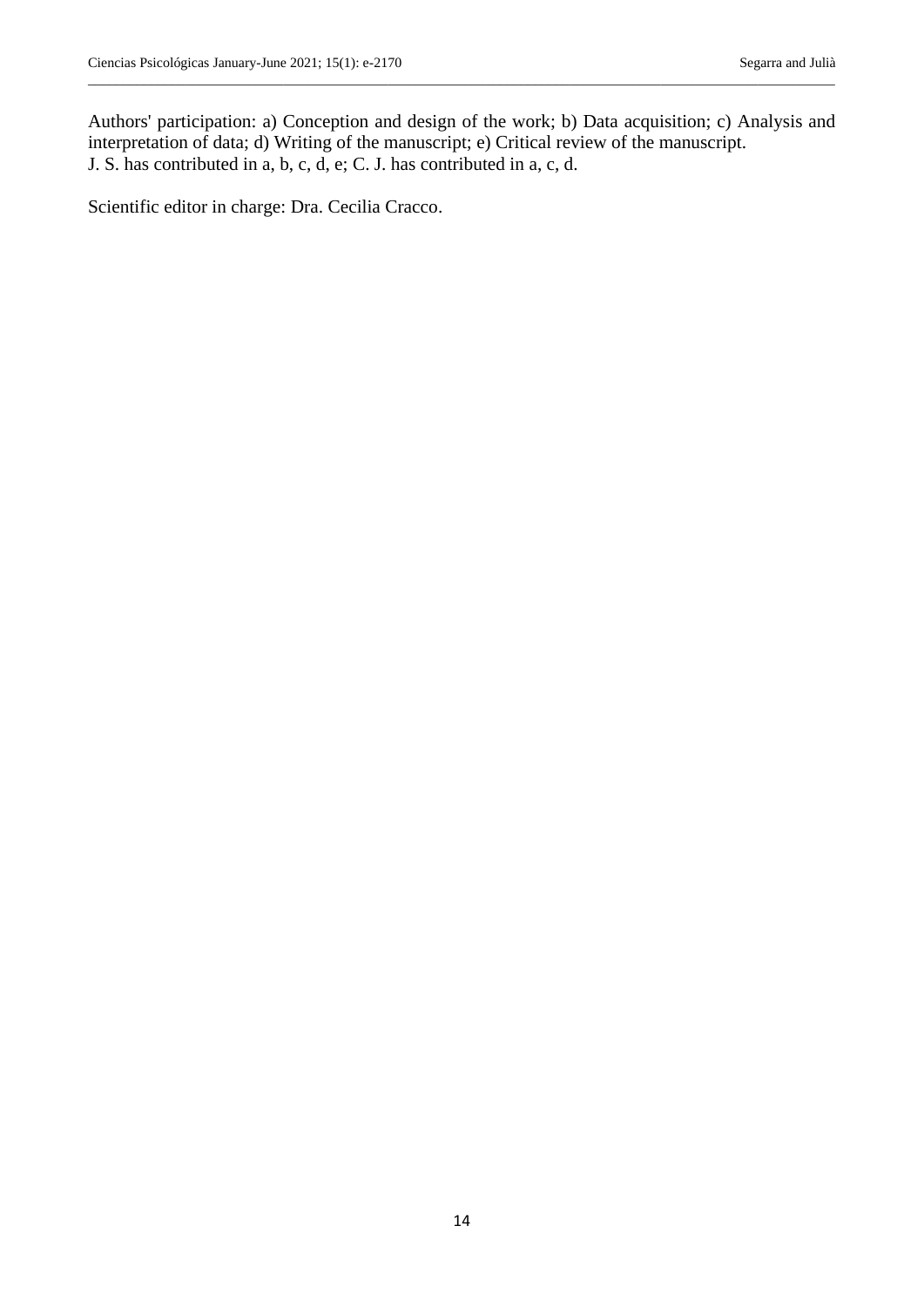Authors' participation: a) Conception and design of the work; b) Data acquisition; c) Analysis and interpretation of data; d) Writing of the manuscript; e) Critical review of the manuscript.
J. S. has contributed in a, b, c, d, e; C. J. has contributed in a, c, d.

Scientific editor in charge: Dra. Cecilia Cracco.